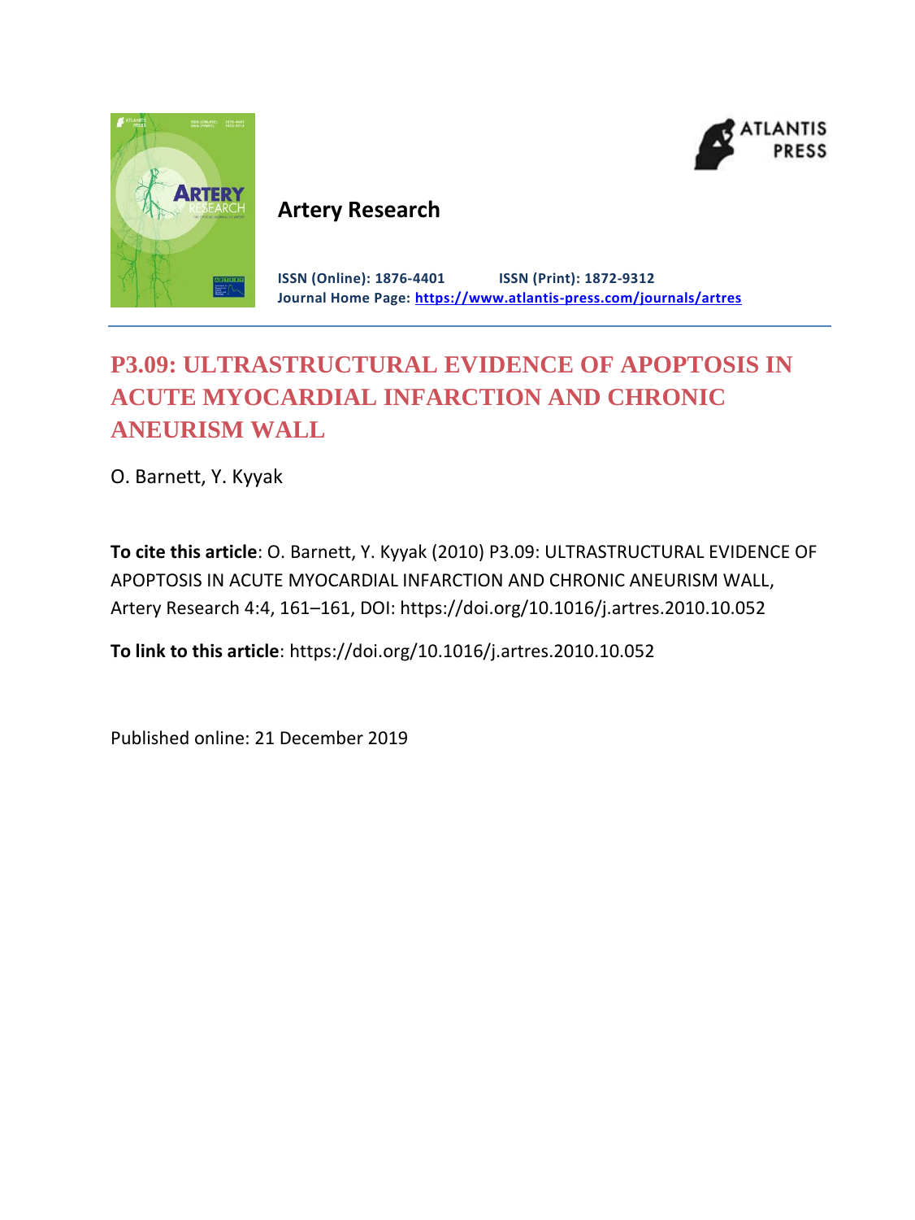**Artery Research**

**ISSN (Online): 1876-4401** **ISSN (Print): 1872-9312**
**Journal Home Page: https://www.atlantis-press.com/journals/artres**

# P3.09: ULTRASTRUCTURAL EVIDENCE OF APOPTOSIS IN ACUTE MYOCARDIAL INFARCTION AND CHRONIC ANEURISM WALL

O. Barnett, Y. Kyyak

**To cite this article**: O. Barnett, Y. Kyyak (2010) P3.09: ULTRASTRUCTURAL EVIDENCE OF APOPTOSIS IN ACUTE MYOCARDIAL INFARCTION AND CHRONIC ANEURISM WALL, Artery Research 4:4, 161–161, DOI: https://doi.org/10.1016/j.artres.2010.10.052

**To link to this article**: https://doi.org/10.1016/j.artres.2010.10.052

Published online: 21 December 2019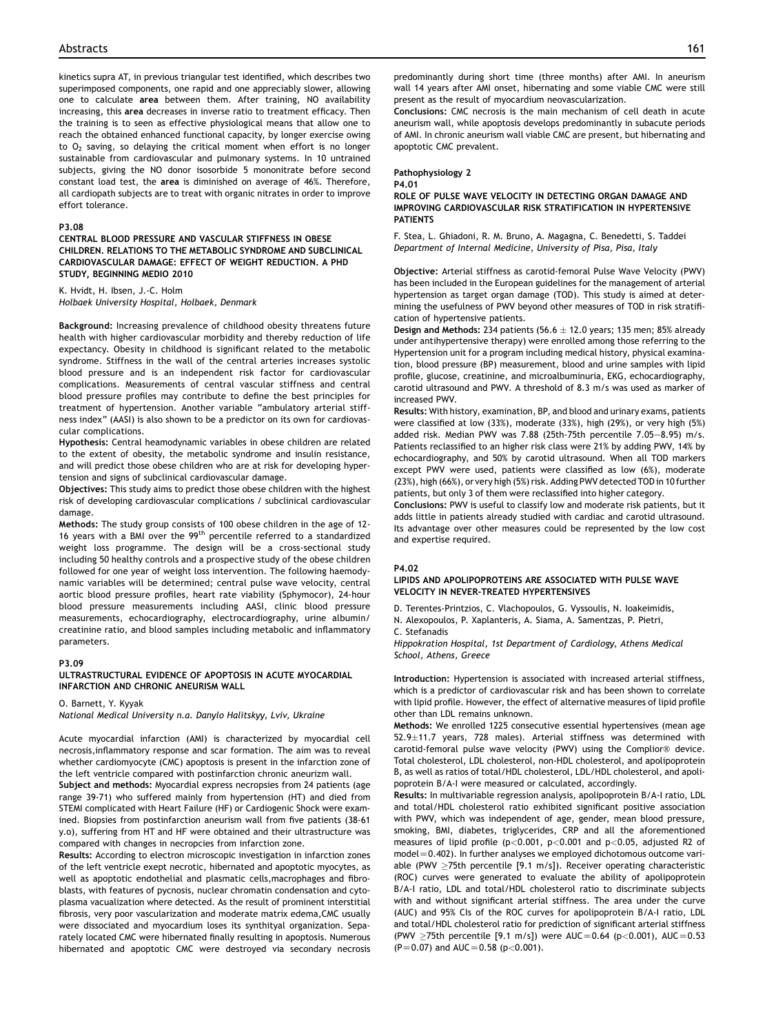kinetics supra AT, in previous triangular test identified, which describes two superimposed components, one rapid and one appreciably slower, allowing one to calculate **area** between them. After training, NO availability increasing, this **area** decreases in inverse ratio to treatment efficacy. Then the training is to seen as effective physiological means that allow one to reach the obtained enhanced functional capacity, by longer exercise owing to $O_2$ saving, so delaying the critical moment when effort is no longer sustainable from cardiovascular and pulmonary systems. In 10 untrained subjects, giving the NO donor isosorbide 5 mononitrate before second constant load test, the **area** is diminished on average of 46%. Therefore, all cardiopath subjects are to treat with organic nitrates in order to improve effort tolerance.

### P3.08

#### CENTRAL BLOOD PRESSURE AND VASCULAR STIFFNESS IN OBESE CHILDREN. RELATIONS TO THE METABOLIC SYNDROME AND SUBCLINICAL CARDIOVASCULAR DAMAGE: EFFECT OF WEIGHT REDUCTION. A PHD STUDY, BEGINNING MEDIO 2010

K. Hvidt, H. Ibsen, J.-C. Holm

*Holbaek University Hospital, Holbaek, Denmark*

**Background:** Increasing prevalence of childhood obesity threatens future health with higher cardiovascular morbidity and thereby reduction of life expectancy. Obesity in childhood is significant related to the metabolic syndrome. Stiffness in the wall of the central arteries increases systolic blood pressure and is an independent risk factor for cardiovascular complications. Measurements of central vascular stiffness and central blood pressure profiles may contribute to define the best principles for treatment of hypertension. Another variable "ambulatory arterial stiffness index" (AASI) is also shown to be a predictor on its own for cardiovascular complications.

**Hypothesis:** Central heamodynamic variables in obese children are related to the extent of obesity, the metabolic syndrome and insulin resistance, and will predict those obese children who are at risk for developing hypertension and signs of subclinical cardiovascular damage.

**Objectives:** This study aims to predict those obese children with the highest risk of developing cardiovascular complications / subclinical cardiovascular damage.

**Methods:** The study group consists of 100 obese children in the age of 12-16 years with a BMI over the 99$^{th}$ percentile referred to a standardized weight loss programme. The design will be a cross-sectional study including 50 healthy controls and a prospective study of the obese children followed for one year of weight loss intervention. The following haemodynamic variables will be determined; central pulse wave velocity, central aortic blood pressure profiles, heart rate viability (Sphymocor), 24-hour blood pressure measurements including AASI, clinic blood pressure measurements, echocardiography, electrocardiography, urine albumin/creatinine ratio, and blood samples including metabolic and inflammatory parameters.

### P3.09

#### ULTRASTRUCTURAL EVIDENCE OF APOPTOSIS IN ACUTE MYOCARDIAL INFARCTION AND CHRONIC ANEURISM WALL

O. Barnett, Y. Kyyak

*National Medical University n.a. Danylo Halitskyy, Lviv, Ukraine*

Acute myocardial infarction (AMI) is characterized by myocardial cell necrosis,inflammatory response and scar formation. The aim was to reveal whether cardiomyocyte (CMC) apoptosis is present in the infarction zone of the left ventricle compared with postinfarction chronic aneurizm wall.

**Subject and methods:** Myocardial express necropsies from 24 patients (age range 39-71) who suffered mainly from hypertension (HT) and died from STEMI complicated with Heart Failure (HF) or Cardiogenic Shock were examined. Biopsies from postinfarction aneurism wall from five patients (38-61 y.o), suffering from HT and HF were obtained and their ultrastructure was compared with changes in necropcies from infarction zone.

**Results:** According to electron microscopic investigation in infarction zones of the left ventricle exept necrotic, hibernated and apoptotic myocytes, as well as apoptotic endothelial and plasmatic cells,macrophages and fibroblasts, with features of pycnosis, nuclear chromatin condensation and cytoplasma vacualization where detected. As the result of prominent interstitial fibrosis, very poor vascularization and moderate matrix edema,CMC usually were dissociated and myocardium loses its synthityal organization. Separately located CMC were hibernated finally resulting in apoptosis. Numerous hibernated and apoptotic CMC were destroyed via secondary necrosis predominantly during short time (three months) after AMI. In aneurism wall 14 years after AMI onset, hibernating and some viable CMC were still present as the result of myocardium neovascularization.

**Conclusions:** CMC necrosis is the main mechanism of cell death in acute aneurism wall, while apoptosis develops predominantly in subacute periods of AMI. In chronic aneurism wall viable CMC are present, but hibernating and apoptotic CMC prevalent.

## Pathophysiology 2

### P4.01

#### ROLE OF PULSE WAVE VELOCITY IN DETECTING ORGAN DAMAGE AND IMPROVING CARDIOVASCULAR RISK STRATIFICATION IN HYPERTENSIVE PATIENTS

F. Stea, L. Ghiadoni, R. M. Bruno, A. Magagna, C. Benedetti, S. Taddei

*Department of Internal Medicine, University of Pisa, Pisa, Italy*

**Objective:** Arterial stiffness as carotid-femoral Pulse Wave Velocity (PWV) has been included in the European guidelines for the management of arterial hypertension as target organ damage (TOD). This study is aimed at determining the usefulness of PWV beyond other measures of TOD in risk stratification of hypertensive patients.

**Design and Methods:** 234 patients (56.6 ± 12.0 years; 135 men; 85% already under antihypertensive therapy) were enrolled among those referring to the Hypertension unit for a program including medical history, physical examination, blood pressure (BP) measurement, blood and urine samples with lipid profile, glucose, creatinine, and microalbuminuria, EKG, echocardiography, carotid ultrasound and PWV. A threshold of 8.3 m/s was used as marker of increased PWV.

**Results:** With history, examination, BP, and blood and urinary exams, patients were classified at low (33%), moderate (33%), high (29%), or very high (5%) added risk. Median PWV was 7.88 (25th-75th percentile 7.05–8.95) m/s. Patients reclassified to an higher risk class were 21% by adding PWV, 14% by echocardiography, and 50% by carotid ultrasound. When all TOD markers except PWV were used, patients were classified as low (6%), moderate (23%), high (66%), or very high (5%) risk. Adding PWV detected TOD in 10 further patients, but only 3 of them were reclassified into higher category.

**Conclusions:** PWV is useful to classify low and moderate risk patients, but it adds little in patients already studied with cardiac and carotid ultrasound. Its advantage over other measures could be represented by the low cost and expertise required.

### P4.02

#### LIPIDS AND APOLIPOPROTEINS ARE ASSOCIATED WITH PULSE WAVE VELOCITY IN NEVER-TREATED HYPERTENSIVES

D. Terentes-Printzios, C. Vlachopoulos, G. Vyssoulis, N. Ioakeimidis, N. Alexopoulos, P. Xaplanteris, A. Siama, A. Samentzas, P. Pietri, C. Stefanadis

*Hippokration Hospital, 1st Department of Cardiology, Athens Medical School, Athens, Greece*

**Introduction:** Hypertension is associated with increased arterial stiffness, which is a predictor of cardiovascular risk and has been shown to correlate with lipid profile. However, the effect of alternative measures of lipid profile other than LDL remains unknown.

**Methods:** We enrolled 1225 consecutive essential hypertensives (mean age 52.9±11.7 years, 728 males). Arterial stiffness was determined with carotid-femoral pulse wave velocity (PWV) using the Complior® device. Total cholesterol, LDL cholesterol, non-HDL cholesterol, and apolipoprotein B, as well as ratios of total/HDL cholesterol, LDL/HDL cholesterol, and apolipoprotein B/A-I were measured or calculated, accordingly.

**Results:** In multivariable regression analysis, apolipoprotein B/A-I ratio, LDL and total/HDL cholesterol ratio exhibited significant positive association with PWV, which was independent of age, gender, mean blood pressure, smoking, BMI, diabetes, triglycerides, CRP and all the aforementioned measures of lipid profile ($p<0.001$, $p<0.001$ and $p<0.05$, adjusted $R^2$ of model=0.402). In further analyses we employed dichotomous outcome variable (PWV ≥75th percentile [9.1 m/s]). Receiver operating characteristic (ROC) curves were generated to evaluate the ability of apolipoprotein B/A-I ratio, LDL and total/HDL cholesterol ratio to discriminate subjects with and without significant arterial stiffness. The area under the curve (AUC) and 95% CIs of the ROC curves for apolipoprotein B/A-I ratio, LDL and total/HDL cholesterol ratio for prediction of significant arterial stiffness (PWV ≥75th percentile [9.1 m/s]) were AUC=0.64 ($p<0.001$), AUC=0.53 (P=0.07) and AUC=0.58 ($p<0.001$).